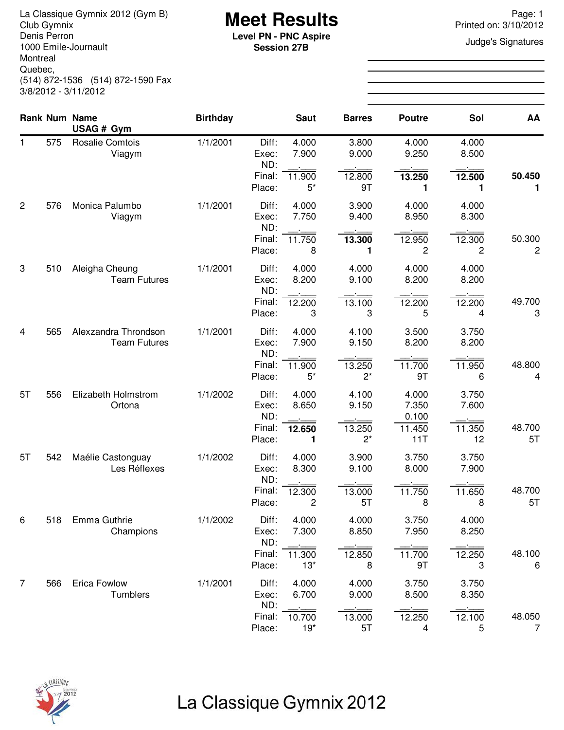La Classique Gymnix 2012 (Gym B)
Club Gymnix
Denis Perron
1000 Emile-Journault
Montreal
Quebec,
(514) 872-1536 (514) 872-1590 Fax
3/8/2012 - 3/11/2012

# Meet Results

**Level PN - PNC Aspire**
**Session 27B**

Printed on: 3/10/2012

Judge's Signatures

| Rank | Num | Name / USAG # Gym | Birthday | | Saut | Barres | Poutre | Sol | AA |
|---|---|---|---|---|---|---|---|---|---|
| 1 | 575 | Rosalie Comtois | 1/1/2001 | Diff: | 4.000 | 3.800 | 4.000 | 4.000 | |
| | | Viagym | | Exec: | 7.900 | 9.000 | 9.250 | 8.500 | |
| | | | | ND: | __.___ | __.___ | __.___ | __.___ | |
| | | | | Final: | 11.900 | 12.800 | **13.250** | **12.500** | **50.450** |
| | | | | Place: | 5* | 9T | **1** | **1** | **1** |
| 2 | 576 | Monica Palumbo | 1/1/2001 | Diff: | 4.000 | 3.900 | 4.000 | 4.000 | |
| | | Viagym | | Exec: | 7.750 | 9.400 | 8.950 | 8.300 | |
| | | | | ND: | __.___ | __.___ | __.___ | __.___ | |
| | | | | Final: | 11.750 | **13.300** | 12.950 | 12.300 | 50.300 |
| | | | | Place: | 8 | **1** | 2 | 2 | 2 |
| 3 | 510 | Aleigha Cheung | 1/1/2001 | Diff: | 4.000 | 4.000 | 4.000 | 4.000 | |
| | | Team Futures | | Exec: | 8.200 | 9.100 | 8.200 | 8.200 | |
| | | | | ND: | __.___ | __.___ | __.___ | __.___ | |
| | | | | Final: | 12.200 | 13.100 | 12.200 | 12.200 | 49.700 |
| | | | | Place: | 3 | 3 | 5 | 4 | 3 |
| 4 | 565 | Alexzandra Throndson | 1/1/2001 | Diff: | 4.000 | 4.100 | 3.500 | 3.750 | |
| | | Team Futures | | Exec: | 7.900 | 9.150 | 8.200 | 8.200 | |
| | | | | ND: | __.___ | __.___ | __.___ | __.___ | |
| | | | | Final: | 11.900 | 13.250 | 11.700 | 11.950 | 48.800 |
| | | | | Place: | 5* | 2* | 9T | 6 | 4 |
| 5T | 556 | Elizabeth Holmstrom | 1/1/2002 | Diff: | 4.000 | 4.100 | 4.000 | 3.750 | |
| | | Ortona | | Exec: | 8.650 | 9.150 | 7.350 | 7.600 | |
| | | | | ND: | __.___ | __.___ | 0.100 | __.___ | |
| | | | | Final: | **12.650** | 13.250 | 11.450 | 11.350 | 48.700 |
| | | | | Place: | **1** | 2* | 11T | 12 | 5T |
| 5T | 542 | Maélie Castonguay | 1/1/2002 | Diff: | 4.000 | 3.900 | 3.750 | 3.750 | |
| | | Les Réflexes | | Exec: | 8.300 | 9.100 | 8.000 | 7.900 | |
| | | | | ND: | __.___ | __.___ | __.___ | __.___ | |
| | | | | Final: | 12.300 | 13.000 | 11.750 | 11.650 | 48.700 |
| | | | | Place: | 2 | 5T | 8 | 8 | 5T |
| 6 | 518 | Emma Guthrie | 1/1/2002 | Diff: | 4.000 | 4.000 | 3.750 | 4.000 | |
| | | Champions | | Exec: | 7.300 | 8.850 | 7.950 | 8.250 | |
| | | | | ND: | __.___ | __.___ | __.___ | __.___ | |
| | | | | Final: | 11.300 | 12.850 | 11.700 | 12.250 | 48.100 |
| | | | | Place: | 13* | 8 | 9T | 3 | 6 |
| 7 | 566 | Erica Fowlow | 1/1/2001 | Diff: | 4.000 | 4.000 | 3.750 | 3.750 | |
| | | Tumblers | | Exec: | 6.700 | 9.000 | 8.500 | 8.350 | |
| | | | | ND: | __.___ | __.___ | __.___ | __.___ | |
| | | | | Final: | 10.700 | 13.000 | 12.250 | 12.100 | 48.050 |
| | | | | Place: | 19* | 5T | 4 | 5 | 7 |

La Classique Gymnix 2012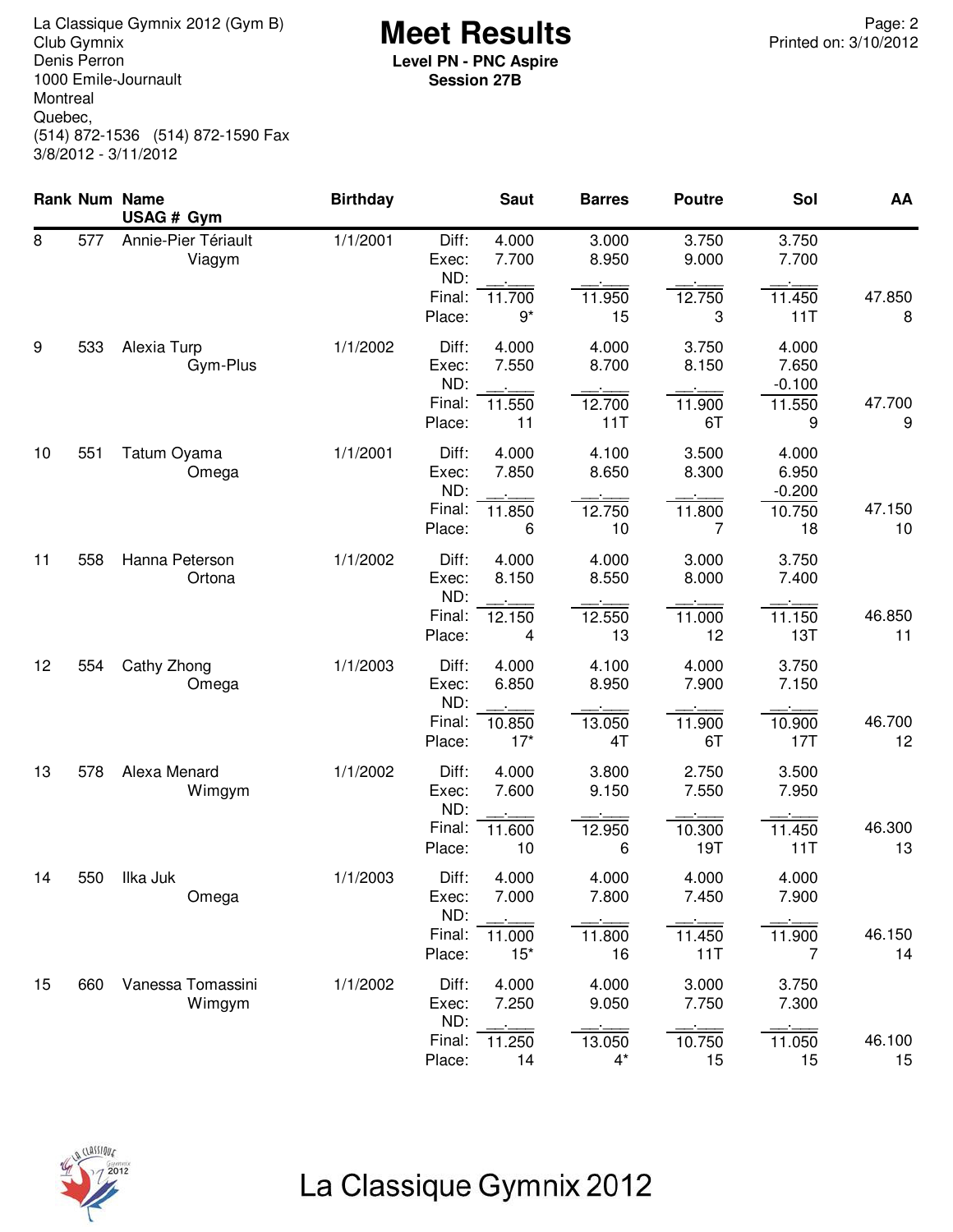La Classique Gymnix 2012 (Gym B)
Club Gymnix
Denis Perron
1000 Emile-Journault
Montreal
Quebec,
(514) 872-1536 (514) 872-1590 Fax
3/8/2012 - 3/11/2012

# Meet Results

**Level PN - PNC Aspire**
**Session 27B**

Printed on: 3/10/2012

| Rank | Num | Name / USAG # Gym | Birthday | | Saut | Barres | Poutre | Sol | AA |
|---|---|---|---|---|---|---|---|---|---|
| 8 | 577 | Annie-Pier Tériault | 1/1/2001 | Diff: | 4.000 | 3.000 | 3.750 | 3.750 | |
| | | Viagym | | Exec: | 7.700 | 8.950 | 9.000 | 7.700 | |
| | | | | ND: | | | | | |
| | | | | Final: | 11.700 | 11.950 | 12.750 | 11.450 | 47.850 |
| | | | | Place: | 9* | 15 | 3 | 11T | 8 |
| 9 | 533 | Alexia Turp | 1/1/2002 | Diff: | 4.000 | 4.000 | 3.750 | 4.000 | |
| | | Gym-Plus | | Exec: | 7.550 | 8.700 | 8.150 | 7.650 | |
| | | | | ND: | | | | -0.100 | |
| | | | | Final: | 11.550 | 12.700 | 11.900 | 11.550 | 47.700 |
| | | | | Place: | 11 | 11T | 6T | 9 | 9 |
| 10 | 551 | Tatum Oyama | 1/1/2001 | Diff: | 4.000 | 4.100 | 3.500 | 4.000 | |
| | | Omega | | Exec: | 7.850 | 8.650 | 8.300 | 6.950 | |
| | | | | ND: | | | | -0.200 | |
| | | | | Final: | 11.850 | 12.750 | 11.800 | 10.750 | 47.150 |
| | | | | Place: | 6 | 10 | 7 | 18 | 10 |
| 11 | 558 | Hanna Peterson | 1/1/2002 | Diff: | 4.000 | 4.000 | 3.000 | 3.750 | |
| | | Ortona | | Exec: | 8.150 | 8.550 | 8.000 | 7.400 | |
| | | | | ND: | | | | | |
| | | | | Final: | 12.150 | 12.550 | 11.000 | 11.150 | 46.850 |
| | | | | Place: | 4 | 13 | 12 | 13T | 11 |
| 12 | 554 | Cathy Zhong | 1/1/2003 | Diff: | 4.000 | 4.100 | 4.000 | 3.750 | |
| | | Omega | | Exec: | 6.850 | 8.950 | 7.900 | 7.150 | |
| | | | | ND: | | | | | |
| | | | | Final: | 10.850 | 13.050 | 11.900 | 10.900 | 46.700 |
| | | | | Place: | 17* | 4T | 6T | 17T | 12 |
| 13 | 578 | Alexa Menard | 1/1/2002 | Diff: | 4.000 | 3.800 | 2.750 | 3.500 | |
| | | Wimgym | | Exec: | 7.600 | 9.150 | 7.550 | 7.950 | |
| | | | | ND: | | | | | |
| | | | | Final: | 11.600 | 12.950 | 10.300 | 11.450 | 46.300 |
| | | | | Place: | 10 | 6 | 19T | 11T | 13 |
| 14 | 550 | Ilka Juk | 1/1/2003 | Diff: | 4.000 | 4.000 | 4.000 | 4.000 | |
| | | Omega | | Exec: | 7.000 | 7.800 | 7.450 | 7.900 | |
| | | | | ND: | | | | | |
| | | | | Final: | 11.000 | 11.800 | 11.450 | 11.900 | 46.150 |
| | | | | Place: | 15* | 16 | 11T | 7 | 14 |
| 15 | 660 | Vanessa Tomassini | 1/1/2002 | Diff: | 4.000 | 4.000 | 3.000 | 3.750 | |
| | | Wimgym | | Exec: | 7.250 | 9.050 | 7.750 | 7.300 | |
| | | | | ND: | | | | | |
| | | | | Final: | 11.250 | 13.050 | 10.750 | 11.050 | 46.100 |
| | | | | Place: | 14 | 4* | 15 | 15 | 15 |

La Classique Gymnix 2012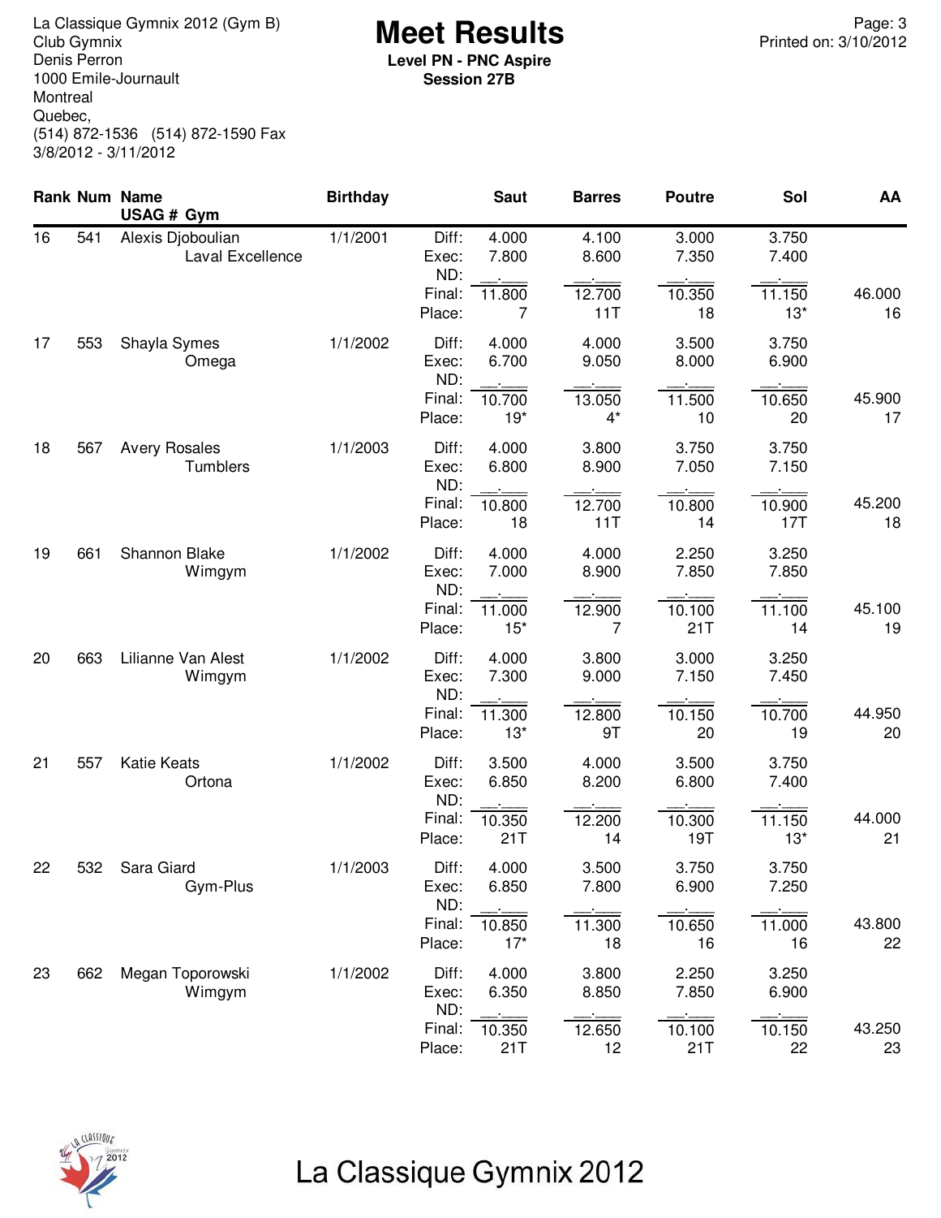La Classique Gymnix 2012 (Gym B)
Club Gymnix
Denis Perron
1000 Emile-Journault
Montreal
Quebec,
(514) 872-1536 (514) 872-1590 Fax
3/8/2012 - 3/11/2012

# Meet Results

**Level PN - PNC Aspire**
**Session 27B**

Printed on: 3/10/2012

| Rank | Num | Name / USAG # Gym | Birthday | | Saut | Barres | Poutre | Sol | AA |
|---|---|---|---|---|---|---|---|---|---|
| 16 | 541 | Alexis Djoboulian | 1/1/2001 | Diff: | 4.000 | 4.100 | 3.000 | 3.750 | |
| | | Laval Excellence | | Exec: | 7.800 | 8.600 | 7.350 | 7.400 | |
| | | | | ND: | | | | | |
| | | | | Final: | 11.800 | 12.700 | 10.350 | 11.150 | 46.000 |
| | | | | Place: | 7 | 11T | 18 | 13* | 16 |
| 17 | 553 | Shayla Symes | 1/1/2002 | Diff: | 4.000 | 4.000 | 3.500 | 3.750 | |
| | | Omega | | Exec: | 6.700 | 9.050 | 8.000 | 6.900 | |
| | | | | ND: | | | | | |
| | | | | Final: | 10.700 | 13.050 | 11.500 | 10.650 | 45.900 |
| | | | | Place: | 19* | 4* | 10 | 20 | 17 |
| 18 | 567 | Avery Rosales | 1/1/2003 | Diff: | 4.000 | 3.800 | 3.750 | 3.750 | |
| | | Tumblers | | Exec: | 6.800 | 8.900 | 7.050 | 7.150 | |
| | | | | ND: | | | | | |
| | | | | Final: | 10.800 | 12.700 | 10.800 | 10.900 | 45.200 |
| | | | | Place: | 18 | 11T | 14 | 17T | 18 |
| 19 | 661 | Shannon Blake | 1/1/2002 | Diff: | 4.000 | 4.000 | 2.250 | 3.250 | |
| | | Wimgym | | Exec: | 7.000 | 8.900 | 7.850 | 7.850 | |
| | | | | ND: | | | | | |
| | | | | Final: | 11.000 | 12.900 | 10.100 | 11.100 | 45.100 |
| | | | | Place: | 15* | 7 | 21T | 14 | 19 |
| 20 | 663 | Lilianne Van Alest | 1/1/2002 | Diff: | 4.000 | 3.800 | 3.000 | 3.250 | |
| | | Wimgym | | Exec: | 7.300 | 9.000 | 7.150 | 7.450 | |
| | | | | ND: | | | | | |
| | | | | Final: | 11.300 | 12.800 | 10.150 | 10.700 | 44.950 |
| | | | | Place: | 13* | 9T | 20 | 19 | 20 |
| 21 | 557 | Katie Keats | 1/1/2002 | Diff: | 3.500 | 4.000 | 3.500 | 3.750 | |
| | | Ortona | | Exec: | 6.850 | 8.200 | 6.800 | 7.400 | |
| | | | | ND: | | | | | |
| | | | | Final: | 10.350 | 12.200 | 10.300 | 11.150 | 44.000 |
| | | | | Place: | 21T | 14 | 19T | 13* | 21 |
| 22 | 532 | Sara Giard | 1/1/2003 | Diff: | 4.000 | 3.500 | 3.750 | 3.750 | |
| | | Gym-Plus | | Exec: | 6.850 | 7.800 | 6.900 | 7.250 | |
| | | | | ND: | | | | | |
| | | | | Final: | 10.850 | 11.300 | 10.650 | 11.000 | 43.800 |
| | | | | Place: | 17* | 18 | 16 | 16 | 22 |
| 23 | 662 | Megan Toporowski | 1/1/2002 | Diff: | 4.000 | 3.800 | 2.250 | 3.250 | |
| | | Wimgym | | Exec: | 6.350 | 8.850 | 7.850 | 6.900 | |
| | | | | ND: | | | | | |
| | | | | Final: | 10.350 | 12.650 | 10.100 | 10.150 | 43.250 |
| | | | | Place: | 21T | 12 | 21T | 22 | 23 |

La Classique Gymnix 2012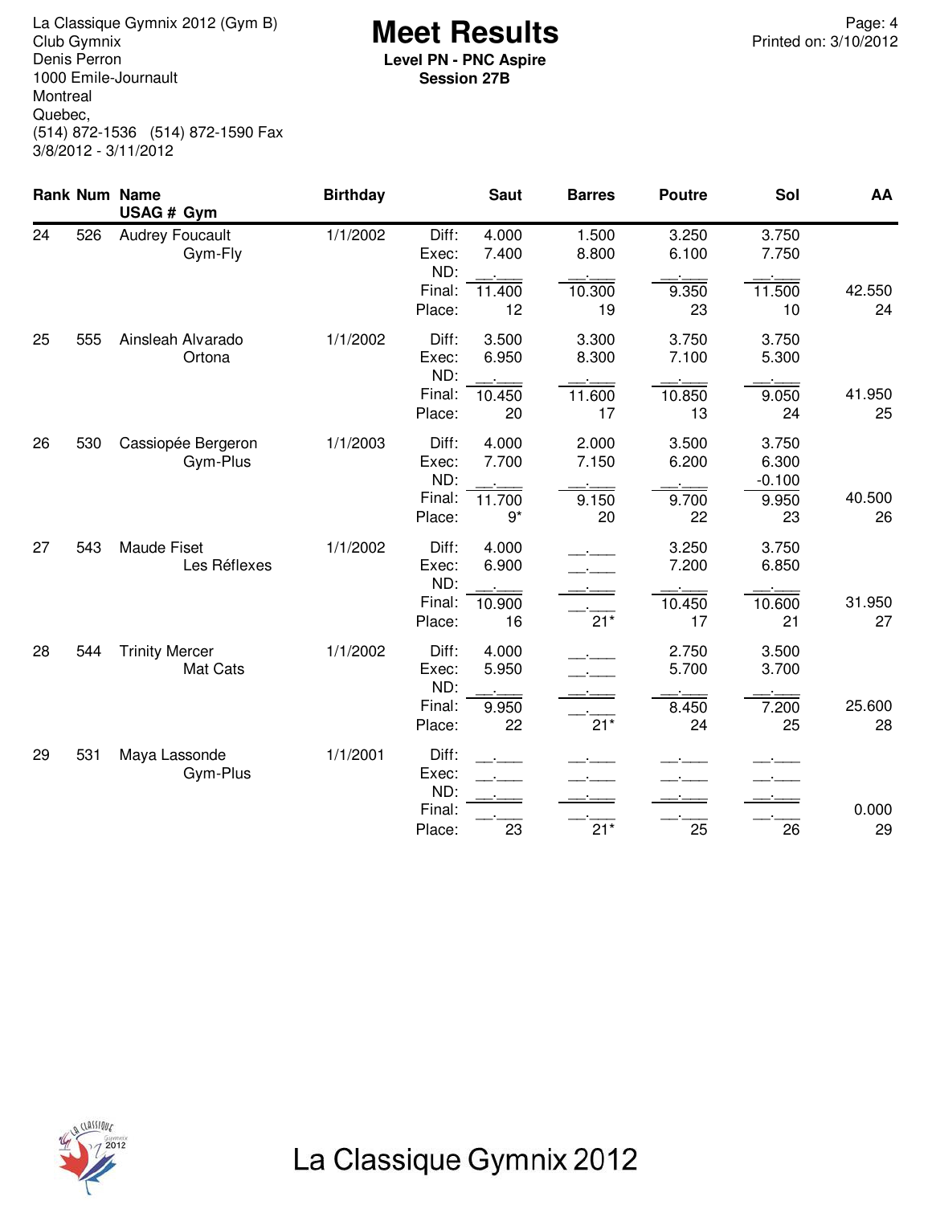La Classique Gymnix 2012 (Gym B)
Club Gymnix
Denis Perron
1000 Emile-Journault
Montreal
Quebec,
(514) 872-1536 (514) 872-1590 Fax
3/8/2012 - 3/11/2012

# Meet Results

**Level PN - PNC Aspire**
**Session 27B**

Printed on: 3/10/2012

| Rank | Num | Name / USAG # Gym | Birthday | | Saut | Barres | Poutre | Sol | AA |
|---|---|---|---|---|---|---|---|---|---|
| 24 | 526 | Audrey Foucault | 1/1/2002 | Diff: | 4.000 | 1.500 | 3.250 | 3.750 | |
| | | Gym-Fly | | Exec: | 7.400 | 8.800 | 6.100 | 7.750 | |
| | | | | ND: | __.___ | __.___ | __.___ | __.___ | |
| | | | | Final: | 11.400 | 10.300 | 9.350 | 11.500 | 42.550 |
| | | | | Place: | 12 | 19 | 23 | 10 | 24 |
| 25 | 555 | Ainsleah Alvarado | 1/1/2002 | Diff: | 3.500 | 3.300 | 3.750 | 3.750 | |
| | | Ortona | | Exec: | 6.950 | 8.300 | 7.100 | 5.300 | |
| | | | | ND: | __.___ | __.___ | __.___ | __.___ | |
| | | | | Final: | 10.450 | 11.600 | 10.850 | 9.050 | 41.950 |
| | | | | Place: | 20 | 17 | 13 | 24 | 25 |
| 26 | 530 | Cassiopée Bergeron | 1/1/2003 | Diff: | 4.000 | 2.000 | 3.500 | 3.750 | |
| | | Gym-Plus | | Exec: | 7.700 | 7.150 | 6.200 | 6.300 | |
| | | | | ND: | __.___ | __.___ | __.___ | -0.100 | |
| | | | | Final: | 11.700 | 9.150 | 9.700 | 9.950 | 40.500 |
| | | | | Place: | 9* | 20 | 22 | 23 | 26 |
| 27 | 543 | Maude Fiset | 1/1/2002 | Diff: | 4.000 | __.___ | 3.250 | 3.750 | |
| | | Les Réflexes | | Exec: | 6.900 | __.___ | 7.200 | 6.850 | |
| | | | | ND: | __.___ | __.___ | __.___ | __.___ | |
| | | | | Final: | 10.900 | __.___ | 10.450 | 10.600 | 31.950 |
| | | | | Place: | 16 | 21* | 17 | 21 | 27 |
| 28 | 544 | Trinity Mercer | 1/1/2002 | Diff: | 4.000 | __.___ | 2.750 | 3.500 | |
| | | Mat Cats | | Exec: | 5.950 | __.___ | 5.700 | 3.700 | |
| | | | | ND: | __.___ | __.___ | __.___ | __.___ | |
| | | | | Final: | 9.950 | __.___ | 8.450 | 7.200 | 25.600 |
| | | | | Place: | 22 | 21* | 24 | 25 | 28 |
| 29 | 531 | Maya Lassonde | 1/1/2001 | Diff: | __.___ | __.___ | __.___ | __.___ | |
| | | Gym-Plus | | Exec: | __.___ | __.___ | __.___ | __.___ | |
| | | | | ND: | __.___ | __.___ | __.___ | __.___ | |
| | | | | Final: | __.___ | __.___ | __.___ | __.___ | 0.000 |
| | | | | Place: | 23 | 21* | 25 | 26 | 29 |

La Classique Gymnix 2012